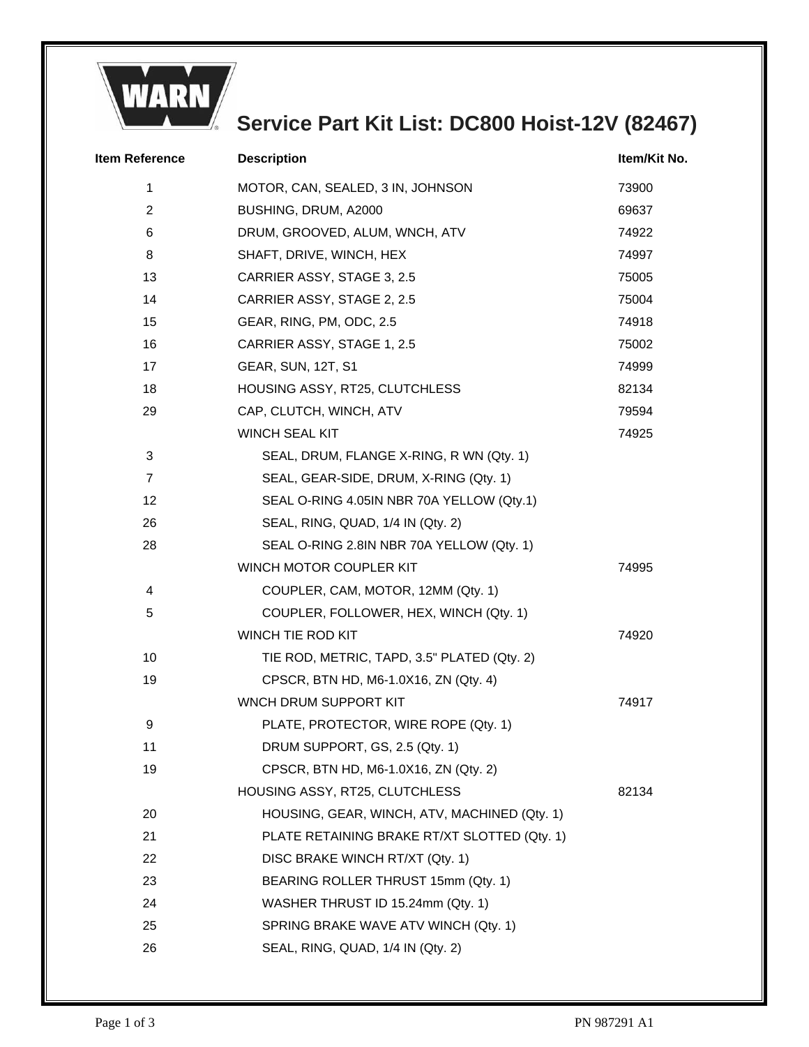# Service Part Kit List: DC800 Hoist-12V (82467)

| Item Reference | Description | Item/Kit No. |
|---|---|---|
| 1 | MOTOR, CAN, SEALED, 3 IN, JOHNSON | 73900 |
| 2 | BUSHING, DRUM, A2000 | 69637 |
| 6 | DRUM, GROOVED, ALUM, WNCH, ATV | 74922 |
| 8 | SHAFT, DRIVE, WINCH, HEX | 74997 |
| 13 | CARRIER ASSY, STAGE 3, 2.5 | 75005 |
| 14 | CARRIER ASSY, STAGE 2, 2.5 | 75004 |
| 15 | GEAR, RING, PM, ODC, 2.5 | 74918 |
| 16 | CARRIER ASSY, STAGE 1, 2.5 | 75002 |
| 17 | GEAR, SUN, 12T, S1 | 74999 |
| 18 | HOUSING ASSY, RT25, CLUTCHLESS | 82134 |
| 29 | CAP, CLUTCH, WINCH, ATV | 79594 |
| | WINCH SEAL KIT | 74925 |
| 3 | SEAL, DRUM, FLANGE X-RING, R WN (Qty. 1) | |
| 7 | SEAL, GEAR-SIDE, DRUM, X-RING (Qty. 1) | |
| 12 | SEAL O-RING 4.05IN NBR 70A YELLOW (Qty.1) | |
| 26 | SEAL, RING, QUAD, 1/4 IN (Qty. 2) | |
| 28 | SEAL O-RING 2.8IN NBR 70A YELLOW (Qty. 1) | |
| | WINCH MOTOR COUPLER KIT | 74995 |
| 4 | COUPLER, CAM, MOTOR, 12MM (Qty. 1) | |
| 5 | COUPLER, FOLLOWER, HEX, WINCH (Qty. 1) | |
| | WINCH TIE ROD KIT | 74920 |
| 10 | TIE ROD, METRIC, TAPD, 3.5" PLATED (Qty. 2) | |
| 19 | CPSCR, BTN HD, M6-1.0X16, ZN (Qty. 4) | |
| | WNCH DRUM SUPPORT KIT | 74917 |
| 9 | PLATE, PROTECTOR, WIRE ROPE (Qty. 1) | |
| 11 | DRUM SUPPORT, GS, 2.5 (Qty. 1) | |
| 19 | CPSCR, BTN HD, M6-1.0X16, ZN (Qty. 2) | |
| | HOUSING ASSY, RT25, CLUTCHLESS | 82134 |
| 20 | HOUSING, GEAR, WINCH, ATV, MACHINED (Qty. 1) | |
| 21 | PLATE RETAINING BRAKE RT/XT SLOTTED (Qty. 1) | |
| 22 | DISC BRAKE WINCH RT/XT (Qty. 1) | |
| 23 | BEARING ROLLER THRUST 15mm (Qty. 1) | |
| 24 | WASHER THRUST ID 15.24mm (Qty. 1) | |
| 25 | SPRING BRAKE WAVE ATV WINCH (Qty. 1) | |
| 26 | SEAL, RING, QUAD, 1/4 IN (Qty. 2) | |

PN 987291 A1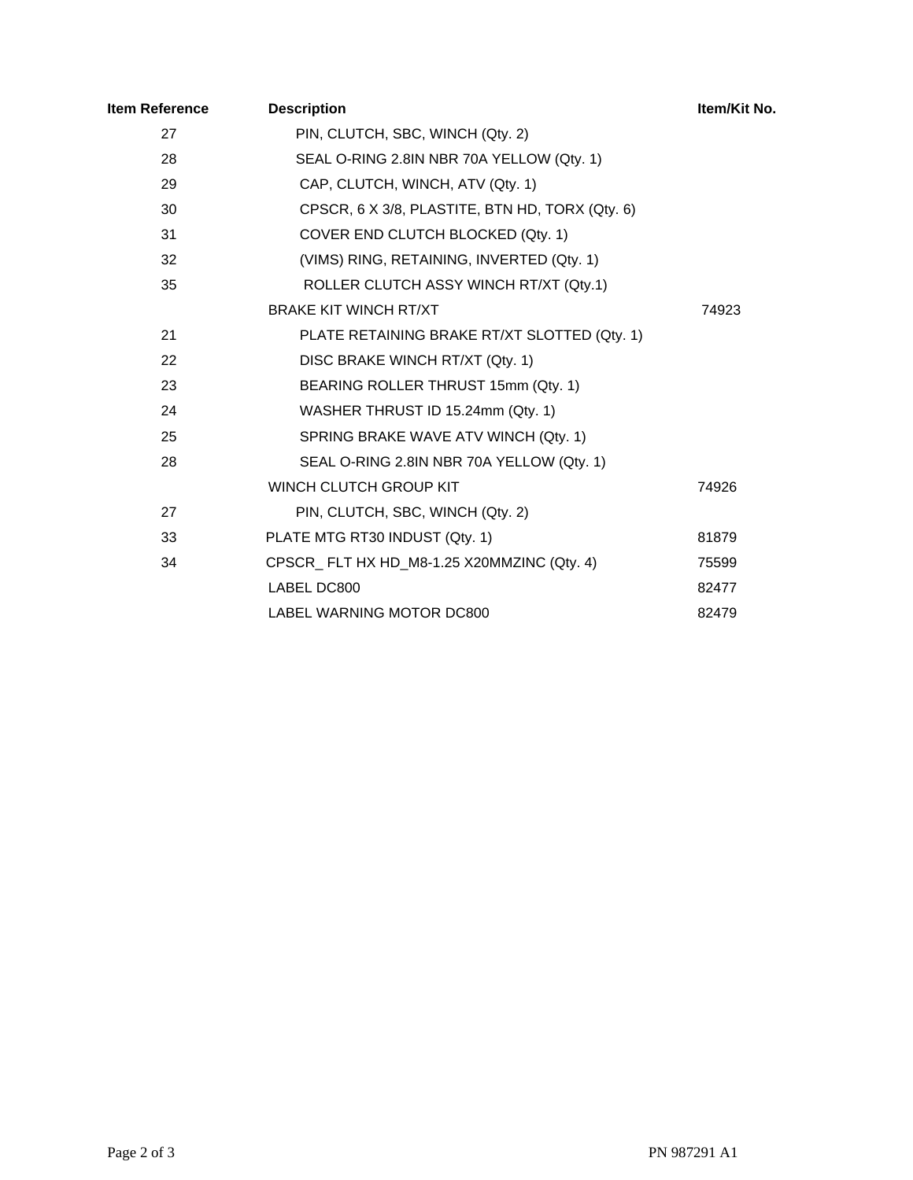| Item Reference | Description | Item/Kit No. |
|---|---|---|
| 27 | PIN, CLUTCH, SBC, WINCH (Qty. 2) | |
| 28 | SEAL O-RING 2.8IN NBR 70A YELLOW (Qty. 1) | |
| 29 | CAP, CLUTCH, WINCH, ATV (Qty. 1) | |
| 30 | CPSCR, 6 X 3/8, PLASTITE, BTN HD, TORX (Qty. 6) | |
| 31 | COVER END CLUTCH BLOCKED (Qty. 1) | |
| 32 | (VIMS) RING, RETAINING, INVERTED (Qty. 1) | |
| 35 | ROLLER CLUTCH ASSY WINCH RT/XT (Qty.1) | |
| | BRAKE KIT WINCH RT/XT | 74923 |
| 21 | PLATE RETAINING BRAKE RT/XT SLOTTED (Qty. 1) | |
| 22 | DISC BRAKE WINCH RT/XT (Qty. 1) | |
| 23 | BEARING ROLLER THRUST 15mm (Qty. 1) | |
| 24 | WASHER THRUST ID 15.24mm (Qty. 1) | |
| 25 | SPRING BRAKE WAVE ATV WINCH (Qty. 1) | |
| 28 | SEAL O-RING 2.8IN NBR 70A YELLOW (Qty. 1) | |
| | WINCH CLUTCH GROUP KIT | 74926 |
| 27 | PIN, CLUTCH, SBC, WINCH (Qty. 2) | |
| 33 | PLATE MTG RT30 INDUST (Qty. 1) | 81879 |
| 34 | CPSCR_ FLT HX HD_M8-1.25 X20MMZINC (Qty. 4) | 75599 |
| | LABEL DC800 | 82477 |
| | LABEL WARNING MOTOR DC800 | 82479 |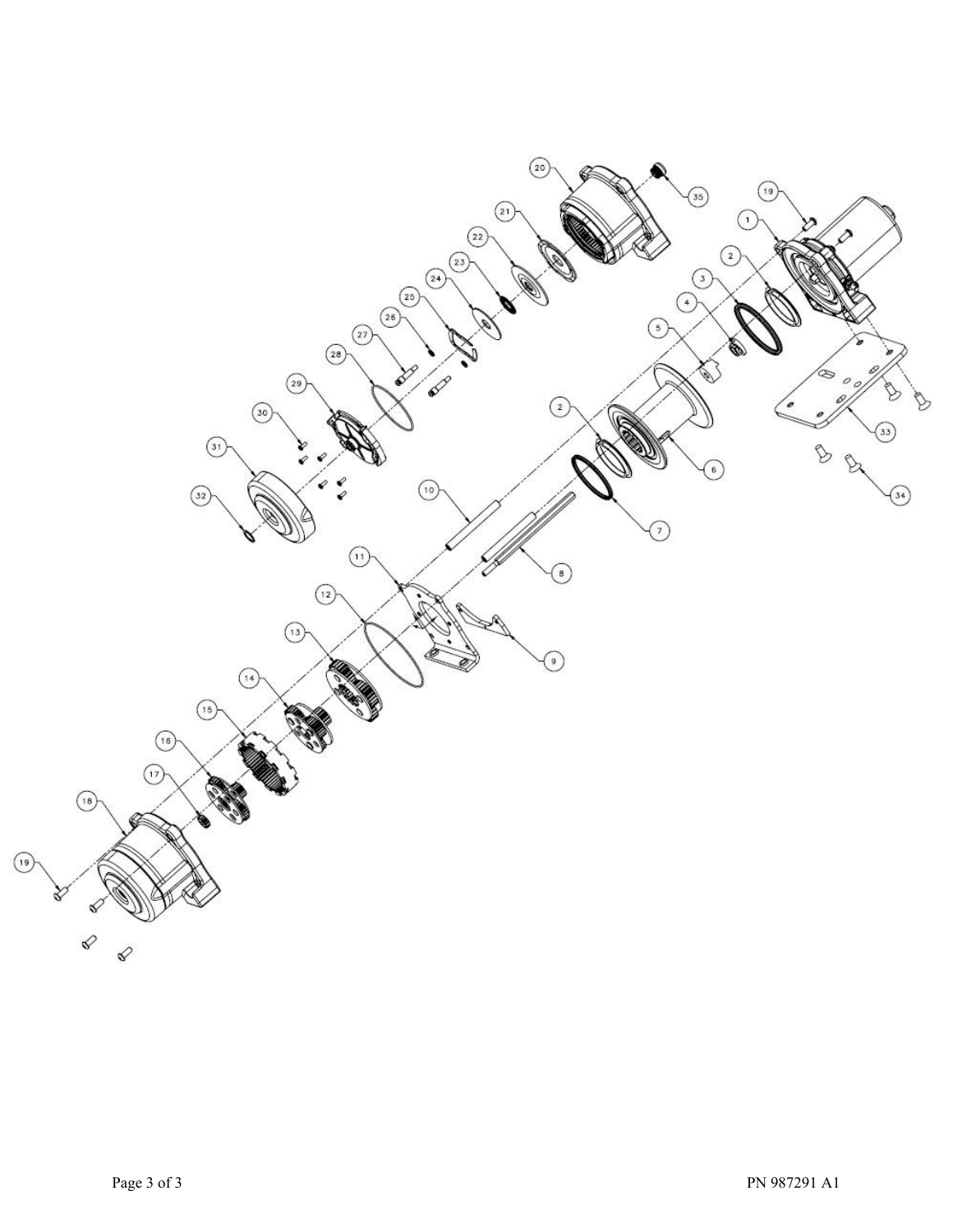20

35

19

21

1

22

2

23

3

24

4

25

5

26

27

28

29

30

2

31

6

32

33

10

7

34

11

8

12

9

13

14

15

16

17

18

19